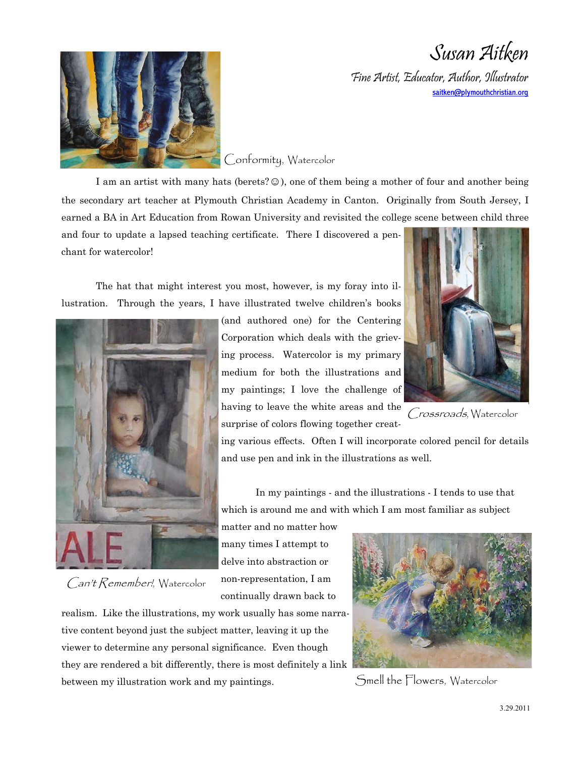# Susan Aitken

*Fine Artist, Educator, Author, Illustrator*

saitken@plymouthchristian.org

Conformity, Watercolor

I am an artist with many hats (berets? ☺), one of them being a mother of four and another being the secondary art teacher at Plymouth Christian Academy in Canton. Originally from South Jersey, I earned a BA in Art Education from Rowan University and revisited the college scene between child three and four to update a lapsed teaching certificate. There I discovered a penchant for watercolor!

The hat that might interest you most, however, is my foray into illustration. Through the years, I have illustrated twelve children's books (and authored one) for the Centering Corporation which deals with the grieving process. Watercolor is my primary medium for both the illustrations and my paintings; I love the challenge of having to leave the white areas and the surprise of colors flowing together creating various effects. Often I will incorporate colored pencil for details and use pen and ink in the illustrations as well.

Crossroads, Watercolor

In my paintings - and the illustrations - I tends to use that which is around me and with which I am most familiar as subject matter and no matter how many times I attempt to delve into abstraction or non-representation, I am continually drawn back to realism. Like the illustrations, my work usually has some narrative content beyond just the subject matter, leaving it up the viewer to determine any personal significance. Even though they are rendered a bit differently, there is most definitely a link between my illustration work and my paintings.

Can't Remember!, Watercolor

Smell the Flowers, Watercolor

3.29.2011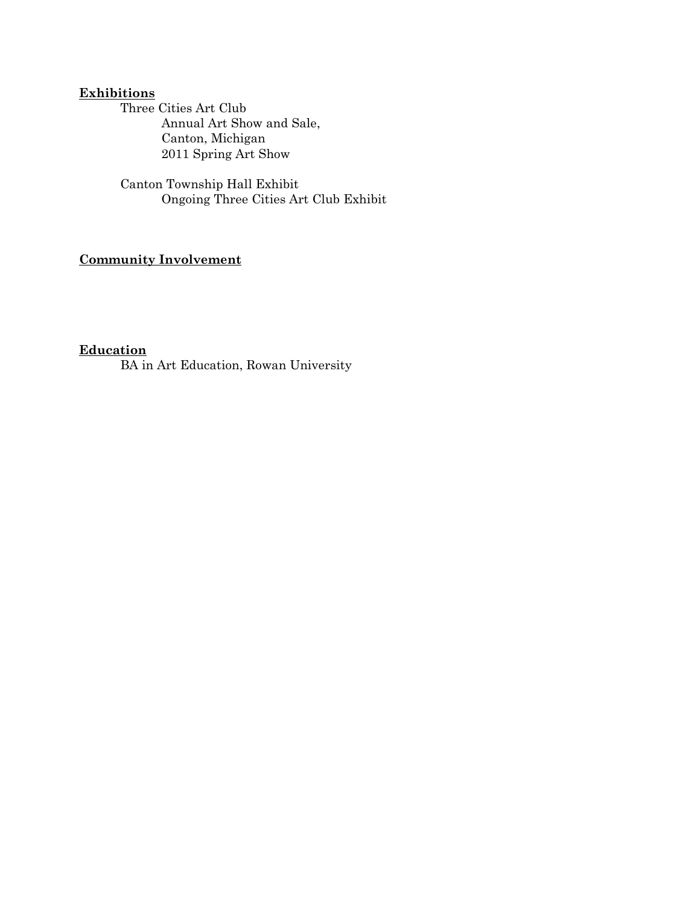**Exhibitions**

Three Cities Art Club

Annual Art Show and Sale,
Canton, Michigan
2011 Spring Art Show

Canton Township Hall Exhibit

Ongoing Three Cities Art Club Exhibit

**Community Involvement**

**Education**

BA in Art Education, Rowan University